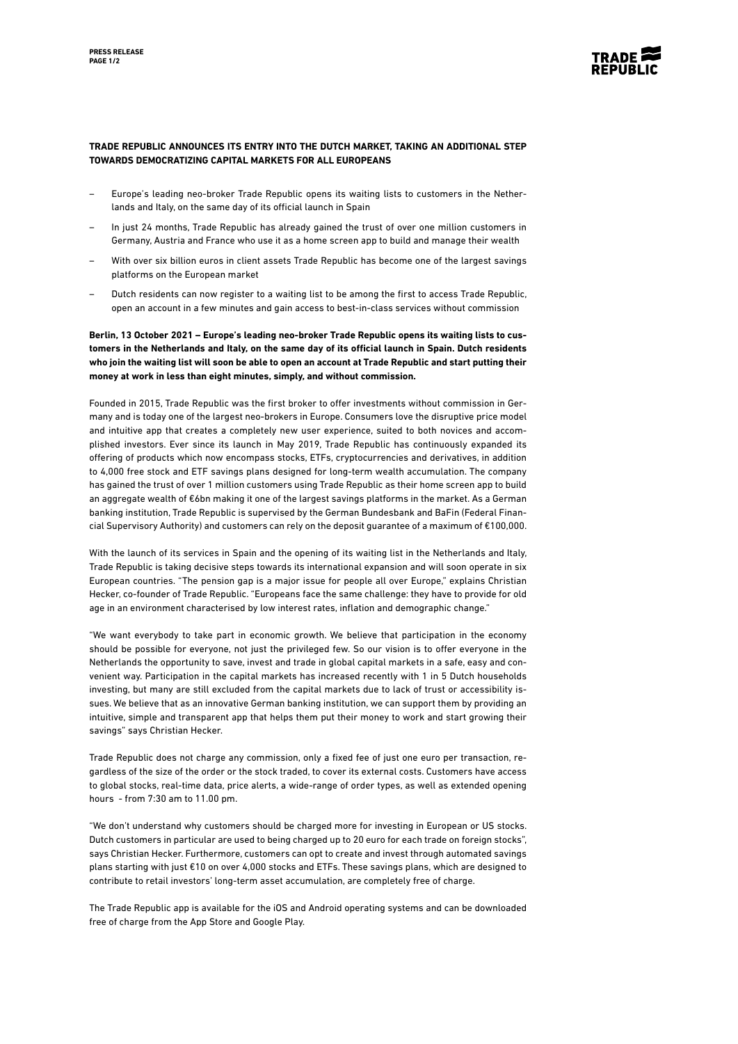## TRADE REPUBLIC ANNOUNCES ITS ENTRY INTO THE DUTCH MARKET, TAKING AN ADDITIONAL STEP TOWARDS DEMOCRATIZING CAPITAL MARKETS FOR ALL EUROPEANS

– Europe's leading neo-broker Trade Republic opens its waiting lists to customers in the Netherlands and Italy, on the same day of its official launch in Spain

– In just 24 months, Trade Republic has already gained the trust of over one million customers in Germany, Austria and France who use it as a home screen app to build and manage their wealth

– With over six billion euros in client assets Trade Republic has become one of the largest savings platforms on the European market

– Dutch residents can now register to a waiting list to be among the first to access Trade Republic, open an account in a few minutes and gain access to best-in-class services without commission

**Berlin, 13 October 2021 – Europe's leading neo-broker Trade Republic opens its waiting lists to customers in the Netherlands and Italy, on the same day of its official launch in Spain. Dutch residents who join the waiting list will soon be able to open an account at Trade Republic and start putting their money at work in less than eight minutes, simply, and without commission.**

Founded in 2015, Trade Republic was the first broker to offer investments without commission in Germany and is today one of the largest neo-brokers in Europe. Consumers love the disruptive price model and intuitive app that creates a completely new user experience, suited to both novices and accomplished investors. Ever since its launch in May 2019, Trade Republic has continuously expanded its offering of products which now encompass stocks, ETFs, cryptocurrencies and derivatives, in addition to 4,000 free stock and ETF savings plans designed for long-term wealth accumulation. The company has gained the trust of over 1 million customers using Trade Republic as their home screen app to build an aggregate wealth of €6bn making it one of the largest savings platforms in the market. As a German banking institution, Trade Republic is supervised by the German Bundesbank and BaFin (Federal Financial Supervisory Authority) and customers can rely on the deposit guarantee of a maximum of €100,000.

With the launch of its services in Spain and the opening of its waiting list in the Netherlands and Italy, Trade Republic is taking decisive steps towards its international expansion and will soon operate in six European countries. "The pension gap is a major issue for people all over Europe," explains Christian Hecker, co-founder of Trade Republic. "Europeans face the same challenge: they have to provide for old age in an environment characterised by low interest rates, inflation and demographic change."

"We want everybody to take part in economic growth. We believe that participation in the economy should be possible for everyone, not just the privileged few. So our vision is to offer everyone in the Netherlands the opportunity to save, invest and trade in global capital markets in a safe, easy and convenient way. Participation in the capital markets has increased recently with 1 in 5 Dutch households investing, but many are still excluded from the capital markets due to lack of trust or accessibility issues. We believe that as an innovative German banking institution, we can support them by providing an intuitive, simple and transparent app that helps them put their money to work and start growing their savings" says Christian Hecker.

Trade Republic does not charge any commission, only a fixed fee of just one euro per transaction, regardless of the size of the order or the stock traded, to cover its external costs. Customers have access to global stocks, real-time data, price alerts, a wide-range of order types, as well as extended opening hours - from 7:30 am to 11.00 pm.

"We don't understand why customers should be charged more for investing in European or US stocks. Dutch customers in particular are used to being charged up to 20 euro for each trade on foreign stocks", says Christian Hecker. Furthermore, customers can opt to create and invest through automated savings plans starting with just €10 on over 4,000 stocks and ETFs. These savings plans, which are designed to contribute to retail investors' long-term asset accumulation, are completely free of charge.

The Trade Republic app is available for the iOS and Android operating systems and can be downloaded free of charge from the App Store and Google Play.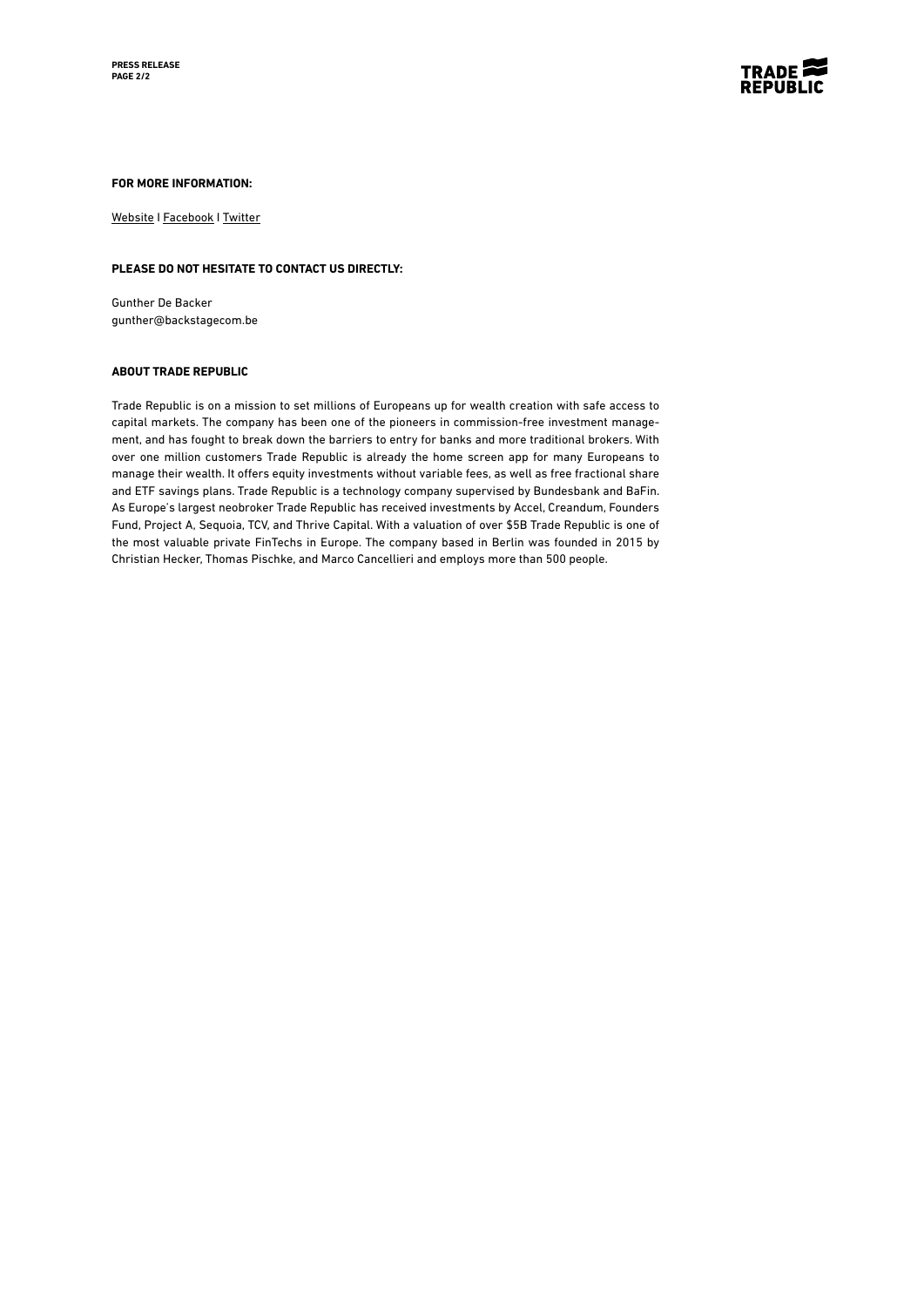**FOR MORE INFORMATION:**

Website I Facebook I Twitter

**PLEASE DO NOT HESITATE TO CONTACT US DIRECTLY:**

Gunther De Backer
gunther@backstagecom.be

**ABOUT TRADE REPUBLIC**

Trade Republic is on a mission to set millions of Europeans up for wealth creation with safe access to capital markets. The company has been one of the pioneers in commission-free investment management, and has fought to break down the barriers to entry for banks and more traditional brokers. With over one million customers Trade Republic is already the home screen app for many Europeans to manage their wealth. It offers equity investments without variable fees, as well as free fractional share and ETF savings plans. Trade Republic is a technology company supervised by Bundesbank and BaFin. As Europe's largest neobroker Trade Republic has received investments by Accel, Creandum, Founders Fund, Project A, Sequoia, TCV, and Thrive Capital. With a valuation of over $5B Trade Republic is one of the most valuable private FinTechs in Europe. The company based in Berlin was founded in 2015 by Christian Hecker, Thomas Pischke, and Marco Cancellieri and employs more than 500 people.